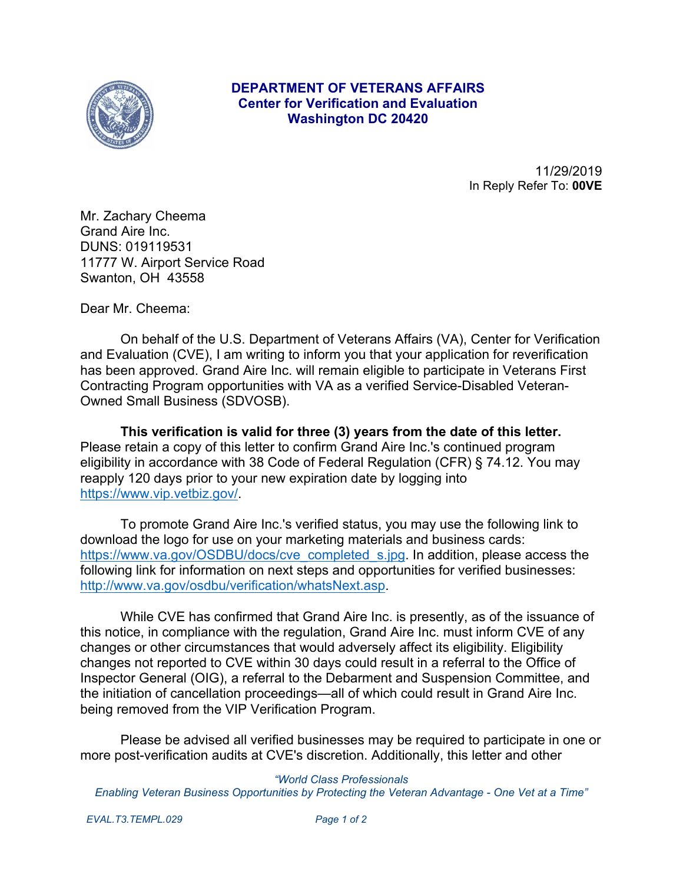**DEPARTMENT OF VETERANS AFFAIRS**
**Center for Verification and Evaluation**
**Washington DC 20420**

11/29/2019
In Reply Refer To: **00VE**

Mr. Zachary Cheema
Grand Aire Inc.
DUNS: 019119531
11777 W. Airport Service Road
Swanton, OH 43558

Dear Mr. Cheema:

On behalf of the U.S. Department of Veterans Affairs (VA), Center for Verification and Evaluation (CVE), I am writing to inform you that your application for reverification has been approved. Grand Aire Inc. will remain eligible to participate in Veterans First Contracting Program opportunities with VA as a verified Service-Disabled Veteran-Owned Small Business (SDVOSB).

**This verification is valid for three (3) years from the date of this letter.** Please retain a copy of this letter to confirm Grand Aire Inc.'s continued program eligibility in accordance with 38 Code of Federal Regulation (CFR) § 74.12. You may reapply 120 days prior to your new expiration date by logging into https://www.vip.vetbiz.gov/.

To promote Grand Aire Inc.'s verified status, you may use the following link to download the logo for use on your marketing materials and business cards: https://www.va.gov/OSDBU/docs/cve_completed_s.jpg. In addition, please access the following link for information on next steps and opportunities for verified businesses: http://www.va.gov/osdbu/verification/whatsNext.asp.

While CVE has confirmed that Grand Aire Inc. is presently, as of the issuance of this notice, in compliance with the regulation, Grand Aire Inc. must inform CVE of any changes or other circumstances that would adversely affect its eligibility. Eligibility changes not reported to CVE within 30 days could result in a referral to the Office of Inspector General (OIG), a referral to the Debarment and Suspension Committee, and the initiation of cancellation proceedings—all of which could result in Grand Aire Inc. being removed from the VIP Verification Program.

Please be advised all verified businesses may be required to participate in one or more post-verification audits at CVE's discretion. Additionally, this letter and other

*"World Class Professionals*
*Enabling Veteran Business Opportunities by Protecting the Veteran Advantage - One Vet at a Time"*

*EVAL.T3.TEMPL.029*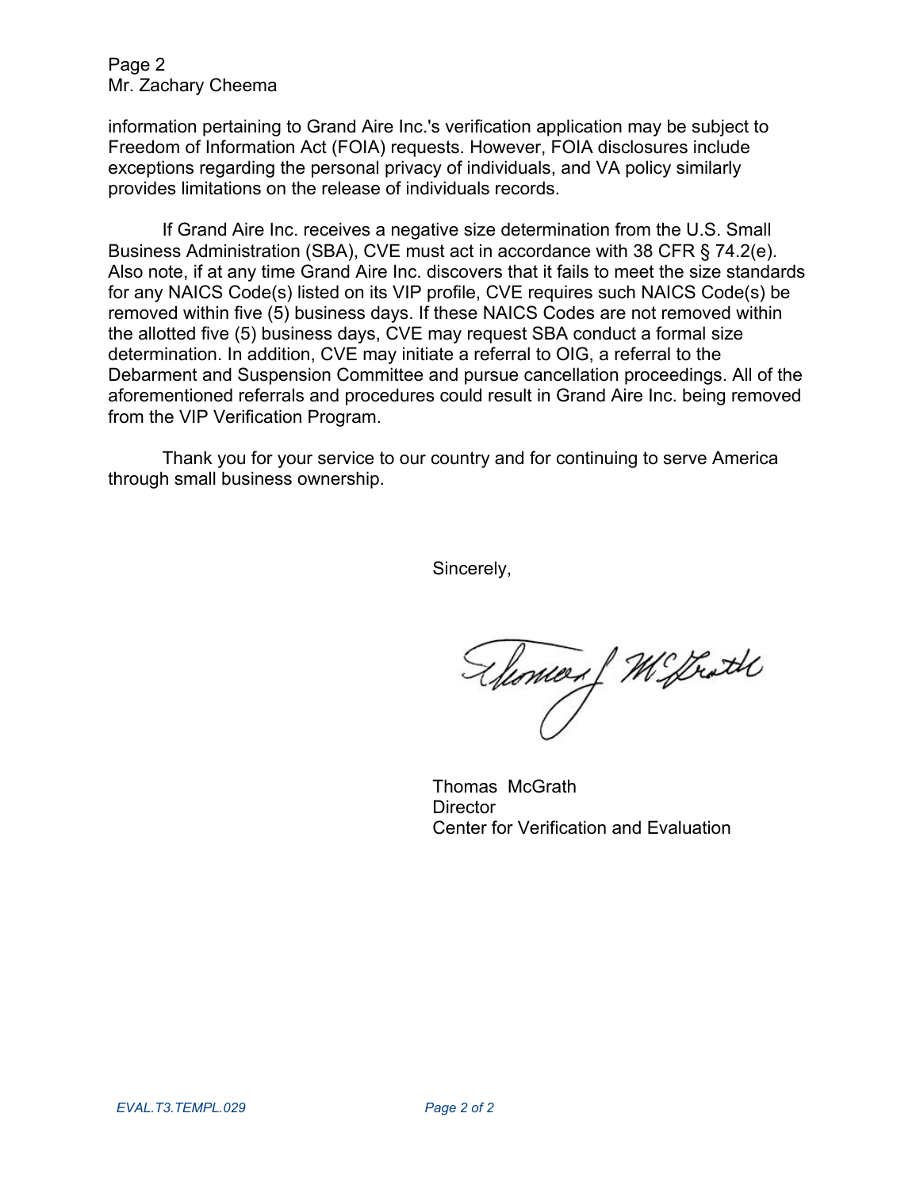information pertaining to Grand Aire Inc.'s verification application may be subject to Freedom of Information Act (FOIA) requests. However, FOIA disclosures include exceptions regarding the personal privacy of individuals, and VA policy similarly provides limitations on the release of individuals records.

If Grand Aire Inc. receives a negative size determination from the U.S. Small Business Administration (SBA), CVE must act in accordance with 38 CFR § 74.2(e). Also note, if at any time Grand Aire Inc. discovers that it fails to meet the size standards for any NAICS Code(s) listed on its VIP profile, CVE requires such NAICS Code(s) be removed within five (5) business days. If these NAICS Codes are not removed within the allotted five (5) business days, CVE may request SBA conduct a formal size determination. In addition, CVE may initiate a referral to OIG, a referral to the Debarment and Suspension Committee and pursue cancellation proceedings. All of the aforementioned referrals and procedures could result in Grand Aire Inc. being removed from the VIP Verification Program.

Thank you for your service to our country and for continuing to serve America through small business ownership.

Sincerely,

Thomas McGrath
Director
Center for Verification and Evaluation

*EVAL.T3.TEMPL.029*